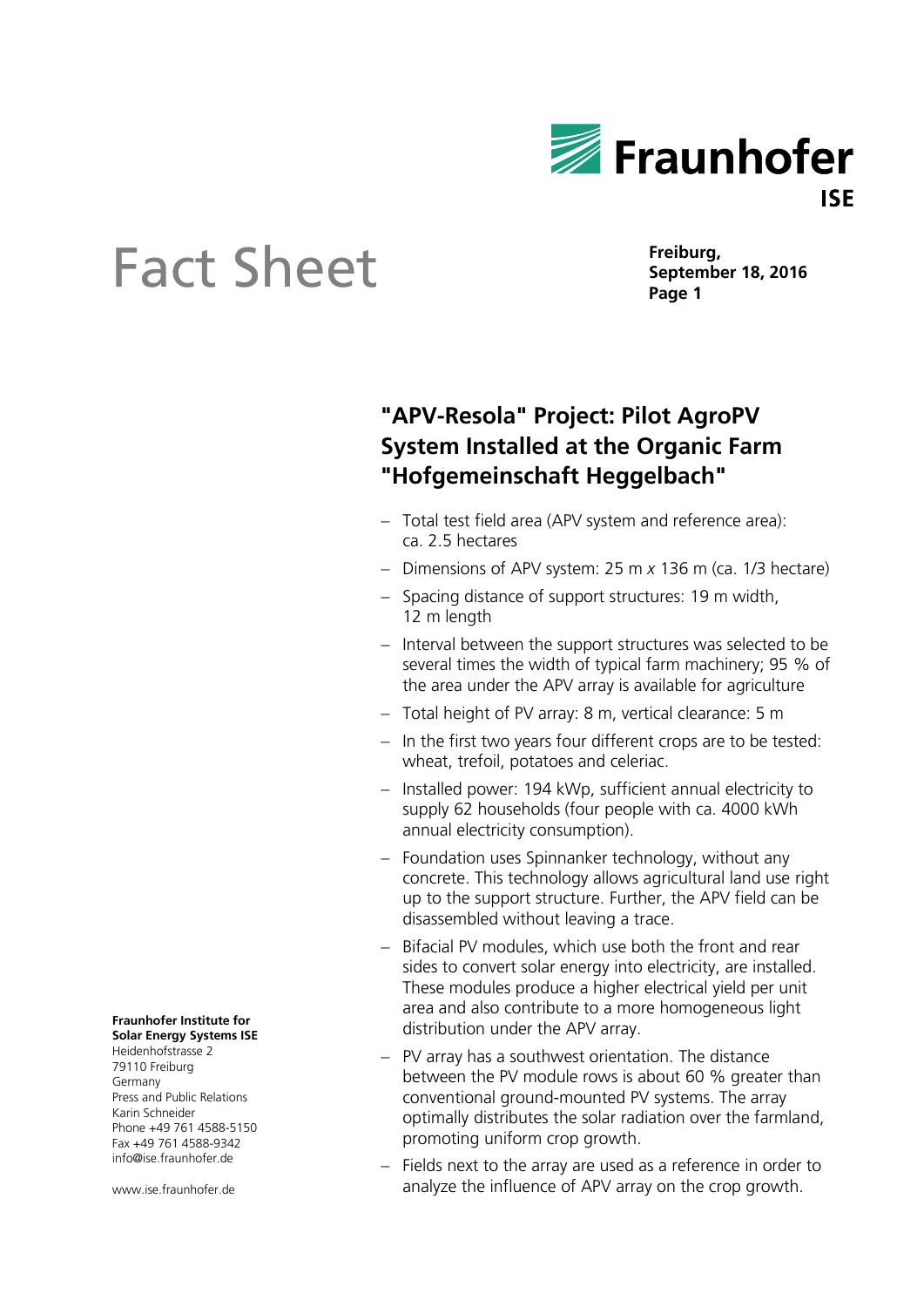Fraunhofer ISE

# Fact Sheet

**Freiburg,**
**September 18, 2016**

## "APV-Resola" Project: Pilot AgroPV System Installed at the Organic Farm "Hofgemeinschaft Heggelbach"

- Total test field area (APV system and reference area): ca. 2.5 hectares
- Dimensions of APV system: 25 m *x* 136 m (ca. 1/3 hectare)
- Spacing distance of support structures: 19 m width, 12 m length
- Interval between the support structures was selected to be several times the width of typical farm machinery; 95 % of the area under the APV array is available for agriculture
- Total height of PV array: 8 m, vertical clearance: 5 m
- In the first two years four different crops are to be tested: wheat, trefoil, potatoes and celeriac.
- Installed power: 194 kWp, sufficient annual electricity to supply 62 households (four people with ca. 4000 kWh annual electricity consumption).
- Foundation uses Spinnanker technology, without any concrete. This technology allows agricultural land use right up to the support structure. Further, the APV field can be disassembled without leaving a trace.
- Bifacial PV modules, which use both the front and rear sides to convert solar energy into electricity, are installed. These modules produce a higher electrical yield per unit area and also contribute to a more homogeneous light distribution under the APV array.
- PV array has a southwest orientation. The distance between the PV module rows is about 60 % greater than conventional ground-mounted PV systems. The array optimally distributes the solar radiation over the farmland, promoting uniform crop growth.
- Fields next to the array are used as a reference in order to analyze the influence of APV array on the crop growth.

**Fraunhofer Institute for Solar Energy Systems ISE**
Heidenhofstrasse 2
79110 Freiburg
Germany
Press and Public Relations
Karin Schneider
Phone +49 761 4588-5150
Fax +49 761 4588-9342
info@ise.fraunhofer.de

www.ise.fraunhofer.de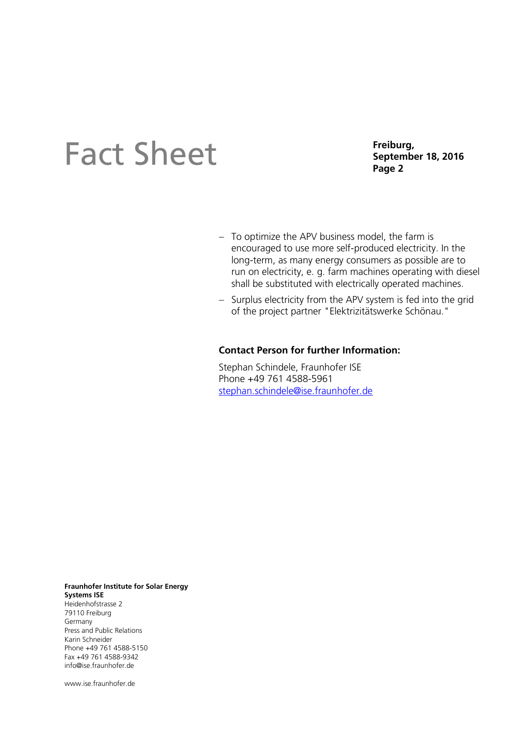- To optimize the APV business model, the farm is encouraged to use more self-produced electricity. In the long-term, as many energy consumers as possible are to run on electricity, e. g. farm machines operating with diesel shall be substituted with electrically operated machines.
- Surplus electricity from the APV system is fed into the grid of the project partner "Elektrizitätswerke Schönau."

**Contact Person for further Information:**

Stephan Schindele, Fraunhofer ISE
Phone +49 761 4588-5961
stephan.schindele@ise.fraunhofer.de

**Fraunhofer Institute for Solar Energy Systems ISE**
Heidenhofstrasse 2
79110 Freiburg
Germany
Press and Public Relations
Karin Schneider
Phone +49 761 4588-5150
Fax +49 761 4588-9342
info@ise.fraunhofer.de

www.ise.fraunhofer.de